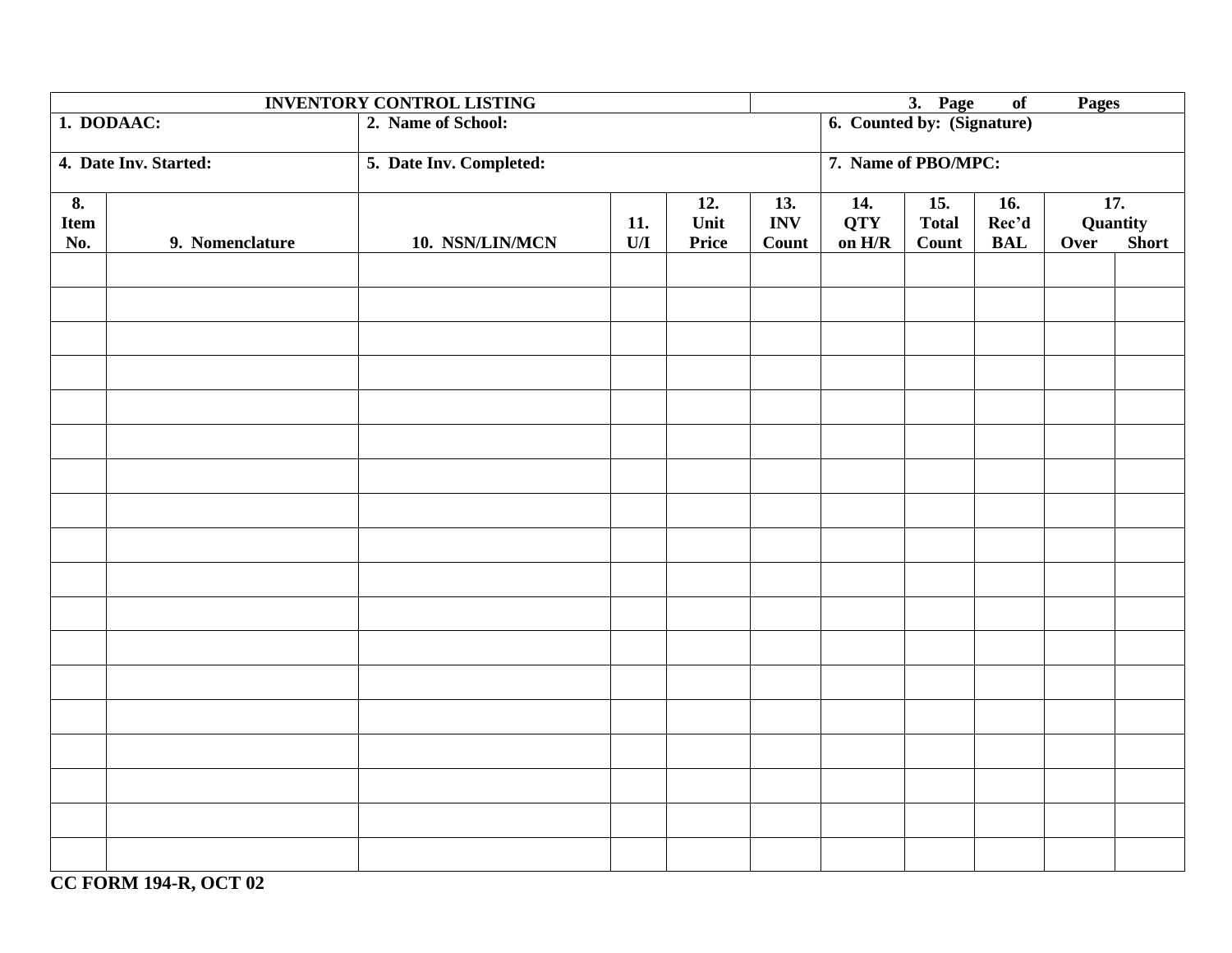| INVENTORY CONTROL LISTING | | | | | | 3. Page of Pages | | | | |
|---|---|---|---|---|---|---|---|---|---|---|
| 1. DODAAC: | | 2. Name of School: | | | | 6. Counted by: (Signature) | | | | |
| 4. Date Inv. Started: | | 5. Date Inv. Completed: | | | | 7. Name of PBO/MPC: | | | | |
| 8. Item No. | 9. Nomenclature | 10. NSN/LIN/MCN | 11. U/I | 12. Unit Price | 13. INV Count | 14. QTY on H/R | 15. Total Count | 16. Rec'd BAL | 17. Quantity Over | Short |
| | | | | | | | | | | |
| | | | | | | | | | | |
| | | | | | | | | | | |
| | | | | | | | | | | |
| | | | | | | | | | | |
| | | | | | | | | | | |
| | | | | | | | | | | |
| | | | | | | | | | | |
| | | | | | | | | | | |
| | | | | | | | | | | |
| | | | | | | | | | | |
| | | | | | | | | | | |
| | | | | | | | | | | |
| | | | | | | | | | | |
| | | | | | | | | | | |
| | | | | | | | | | | |
| | | | | | | | | | | |
| | | | | | | | | | | |

**CC FORM 194-R, OCT 02**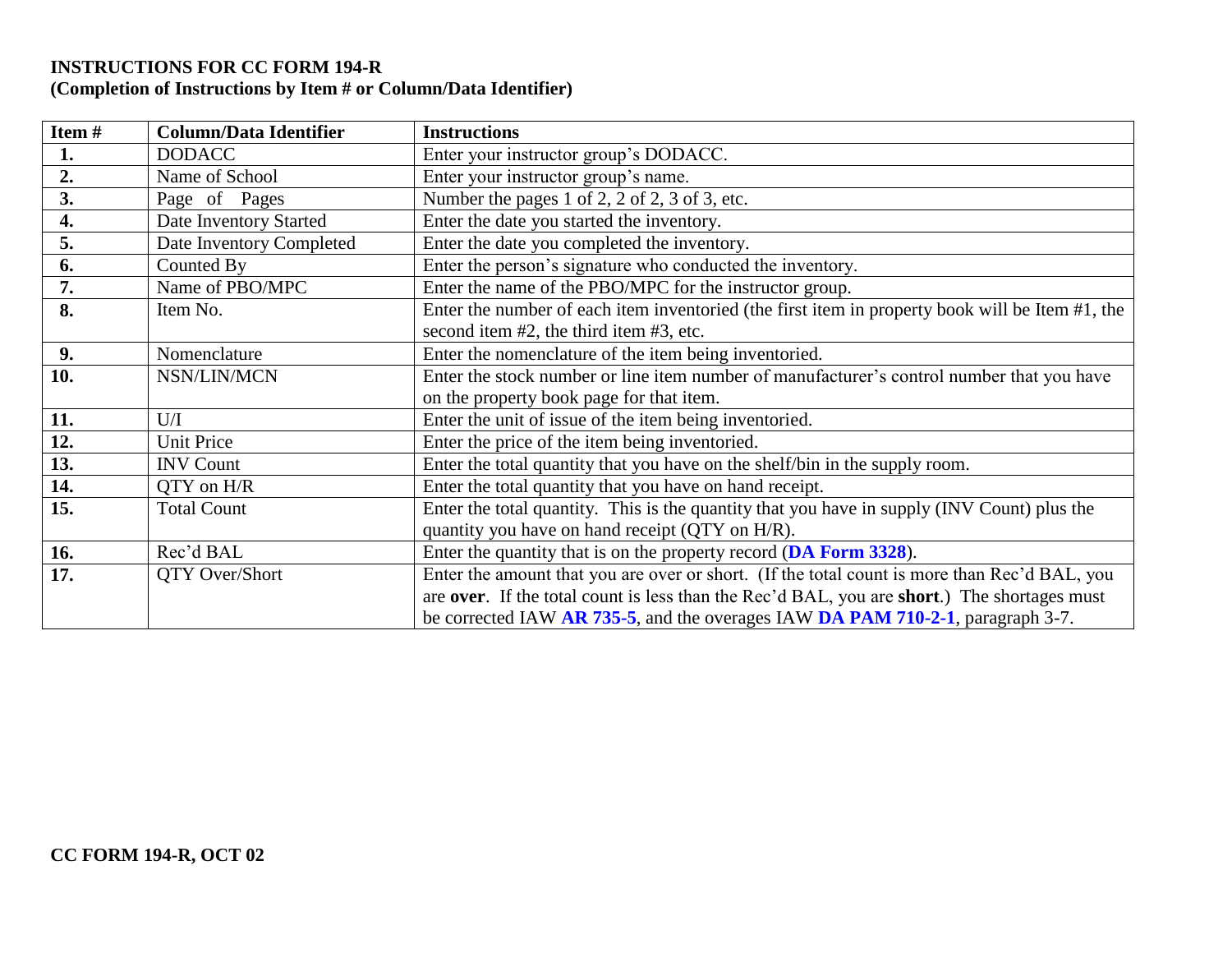**INSTRUCTIONS FOR CC FORM 194-R**
**(Completion of Instructions by Item # or Column/Data Identifier)**

| Item # | Column/Data Identifier | Instructions |
|---|---|---|
| **1.** | DODACC | Enter your instructor group's DODACC. |
| **2.** | Name of School | Enter your instructor group's name. |
| **3.** | Page of Pages | Number the pages 1 of 2, 2 of 2, 3 of 3, etc. |
| **4.** | Date Inventory Started | Enter the date you started the inventory. |
| **5.** | Date Inventory Completed | Enter the date you completed the inventory. |
| **6.** | Counted By | Enter the person's signature who conducted the inventory. |
| **7.** | Name of PBO/MPC | Enter the name of the PBO/MPC for the instructor group. |
| **8.** | Item No. | Enter the number of each item inventoried (the first item in property book will be Item #1, the second item #2, the third item #3, etc. |
| **9.** | Nomenclature | Enter the nomenclature of the item being inventoried. |
| **10.** | NSN/LIN/MCN | Enter the stock number or line item number of manufacturer's control number that you have on the property book page for that item. |
| **11.** | U/I | Enter the unit of issue of the item being inventoried. |
| **12.** | Unit Price | Enter the price of the item being inventoried. |
| **13.** | INV Count | Enter the total quantity that you have on the shelf/bin in the supply room. |
| **14.** | QTY on H/R | Enter the total quantity that you have on hand receipt. |
| **15.** | Total Count | Enter the total quantity. This is the quantity that you have in supply (INV Count) plus the quantity you have on hand receipt (QTY on H/R). |
| **16.** | Rec'd BAL | Enter the quantity that is on the property record (**DA Form 3328**). |
| **17.** | QTY Over/Short | Enter the amount that you are over or short. (If the total count is more than Rec'd BAL, you are **over**. If the total count is less than the Rec'd BAL, you are **short**.) The shortages must be corrected IAW **AR 735-5**, and the overages IAW **DA PAM 710-2-1**, paragraph 3-7. |

**CC FORM 194-R, OCT 02**